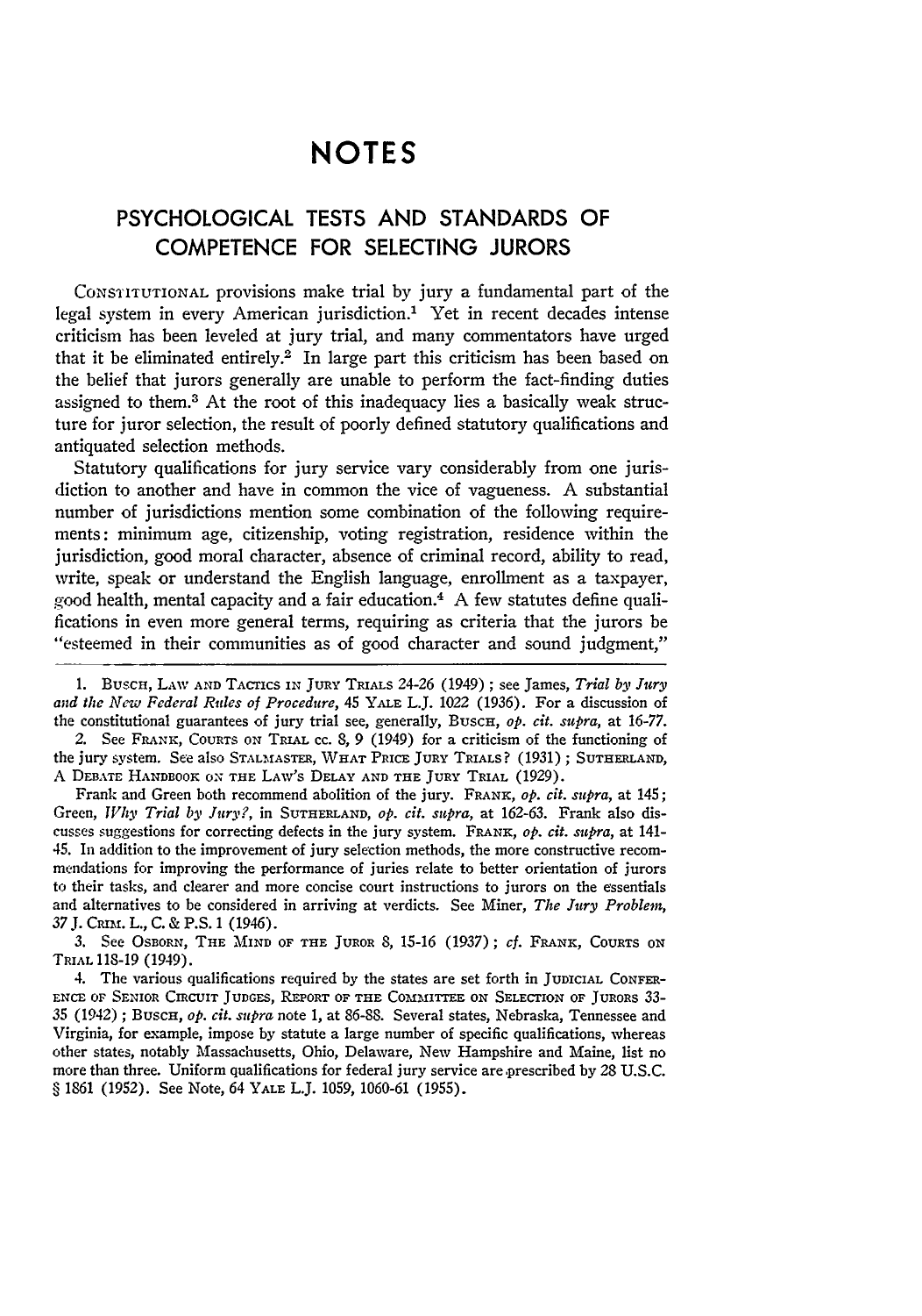# NOTES

## PSYCHOLOGICAL TESTS AND STANDARDS OF COMPETENCE FOR SELECTING JURORS

CONSTITUTIONAL provisions make trial by jury a fundamental part of the legal system in every American jurisdiction.[1] Yet in recent decades intense criticism has been leveled at jury trial, and many commentators have urged that it be eliminated entirely.[2] In large part this criticism has been based on the belief that jurors generally are unable to perform the fact-finding duties assigned to them.[3] At the root of this inadequacy lies a basically weak structure for juror selection, the result of poorly defined statutory qualifications and antiquated selection methods.

Statutory qualifications for jury service vary considerably from one jurisdiction to another and have in common the vice of vagueness. A substantial number of jurisdictions mention some combination of the following requirements: minimum age, citizenship, voting registration, residence within the jurisdiction, good moral character, absence of criminal record, ability to read, write, speak or understand the English language, enrollment as a taxpayer, good health, mental capacity and a fair education.[4] A few statutes define qualifications in even more general terms, requiring as criteria that the jurors be "esteemed in their communities as of good character and sound judgment,"

---

1. BUSCH, LAW AND TACTICS IN JURY TRIALS 24-26 (1949); see James, *Trial by Jury and the New Federal Rules of Procedure*, 45 YALE L.J. 1022 (1936). For a discussion of the constitutional guarantees of jury trial see, generally, BUSCH, *op. cit. supra*, at 16-77.

2. See FRANK, COURTS ON TRIAL cc. 8, 9 (1949) for a criticism of the functioning of the jury system. See also STALMASTER, WHAT PRICE JURY TRIALS? (1931); SUTHERLAND, A DEBATE HANDBOOK ON THE LAW'S DELAY AND THE JURY TRIAL (1929).

Frank and Green both recommend abolition of the jury. FRANK, *op. cit. supra*, at 145; Green, *Why Trial by Jury?*, in SUTHERLAND, *op. cit. supra*, at 162-63. Frank also discusses suggestions for correcting defects in the jury system. FRANK, *op. cit. supra*, at 141-45. In addition to the improvement of jury selection methods, the more constructive recommendations for improving the performance of juries relate to better orientation of jurors to their tasks, and clearer and more concise court instructions to jurors on the essentials and alternatives to be considered in arriving at verdicts. See Miner, *The Jury Problem*, 37 J. CRIM. L., C. & P.S. 1 (1946).

3. See OSBORN, THE MIND OF THE JUROR 8, 15-16 (1937); *cf.* FRANK, COURTS ON TRIAL 118-19 (1949).

4. The various qualifications required by the states are set forth in JUDICIAL CONFERENCE OF SENIOR CIRCUIT JUDGES, REPORT OF THE COMMITTEE ON SELECTION OF JURORS 33-35 (1942); BUSCH, *op. cit. supra* note 1, at 86-88. Several states, Nebraska, Tennessee and Virginia, for example, impose by statute a large number of specific qualifications, whereas other states, notably Massachusetts, Ohio, Delaware, New Hampshire and Maine, list no more than three. Uniform qualifications for federal jury service are prescribed by 28 U.S.C. § 1861 (1952). See Note, 64 YALE L.J. 1059, 1060-61 (1955).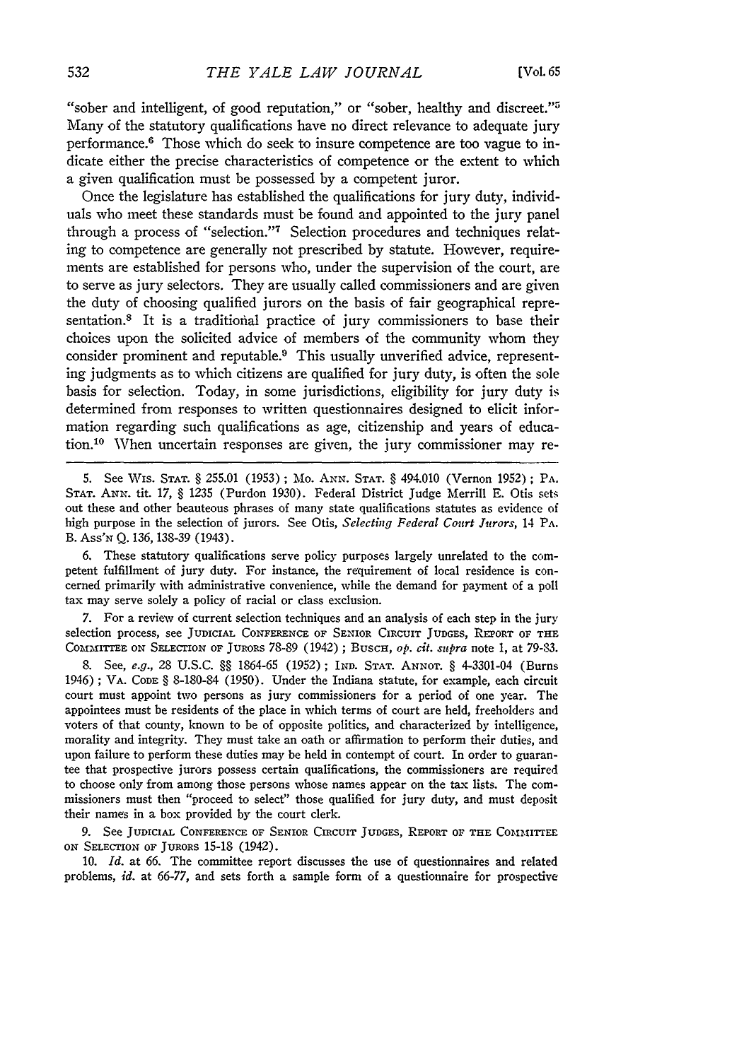"sober and intelligent, of good reputation," or "sober, healthy and discreet."[5] Many of the statutory qualifications have no direct relevance to adequate jury performance.[6] Those which do seek to insure competence are too vague to indicate either the precise characteristics of competence or the extent to which a given qualification must be possessed by a competent juror.

Once the legislature has established the qualifications for jury duty, individuals who meet these standards must be found and appointed to the jury panel through a process of "selection."[7] Selection procedures and techniques relating to competence are generally not prescribed by statute. However, requirements are established for persons who, under the supervision of the court, are to serve as jury selectors. They are usually called commissioners and are given the duty of choosing qualified jurors on the basis of fair geographical representation.[8] It is a traditional practice of jury commissioners to base their choices upon the solicited advice of members of the community whom they consider prominent and reputable.[9] This usually unverified advice, representing judgments as to which citizens are qualified for jury duty, is often the sole basis for selection. Today, in some jurisdictions, eligibility for jury duty is determined from responses to written questionnaires designed to elicit information regarding such qualifications as age, citizenship and years of education.[10] When uncertain responses are given, the jury commissioner may re-

5. See WIS. STAT. § 255.01 (1953); MO. ANN. STAT. § 494.010 (Vernon 1952); PA. STAT. ANN. tit. 17, § 1235 (Purdon 1930). Federal District Judge Merrill E. Otis sets out these and other beauteous phrases of many state qualifications statutes as evidence of high purpose in the selection of jurors. See Otis, *Selecting Federal Court Jurors*, 14 PA. B. ASS'N Q. 136, 138-39 (1943).

6. These statutory qualifications serve policy purposes largely unrelated to the competent fulfillment of jury duty. For instance, the requirement of local residence is concerned primarily with administrative convenience, while the demand for payment of a poll tax may serve solely a policy of racial or class exclusion.

7. For a review of current selection techniques and an analysis of each step in the jury selection process, see JUDICIAL CONFERENCE OF SENIOR CIRCUIT JUDGES, REPORT OF THE COMMITTEE ON SELECTION OF JURORS 78-89 (1942); BUSCH, *op. cit. supra* note 1, at 79-83.

8. See, *e.g.*, 28 U.S.C. §§ 1864-65 (1952); IND. STAT. ANNOT. § 4-3301-04 (Burns 1946); VA. CODE § 8-180-84 (1950). Under the Indiana statute, for example, each circuit court must appoint two persons as jury commissioners for a period of one year. The appointees must be residents of the place in which terms of court are held, freeholders and voters of that county, known to be of opposite politics, and characterized by intelligence, morality and integrity. They must take an oath or affirmation to perform their duties, and upon failure to perform these duties may be held in contempt of court. In order to guarantee that prospective jurors possess certain qualifications, the commissioners are required to choose only from among those persons whose names appear on the tax lists. The commissioners must then "proceed to select" those qualified for jury duty, and must deposit their names in a box provided by the court clerk.

9. See JUDICIAL CONFERENCE OF SENIOR CIRCUIT JUDGES, REPORT OF THE COMMITTEE ON SELECTION OF JURORS 15-18 (1942).

10. *Id.* at 66. The committee report discusses the use of questionnaires and related problems, *id.* at 66-77, and sets forth a sample form of a questionnaire for prospective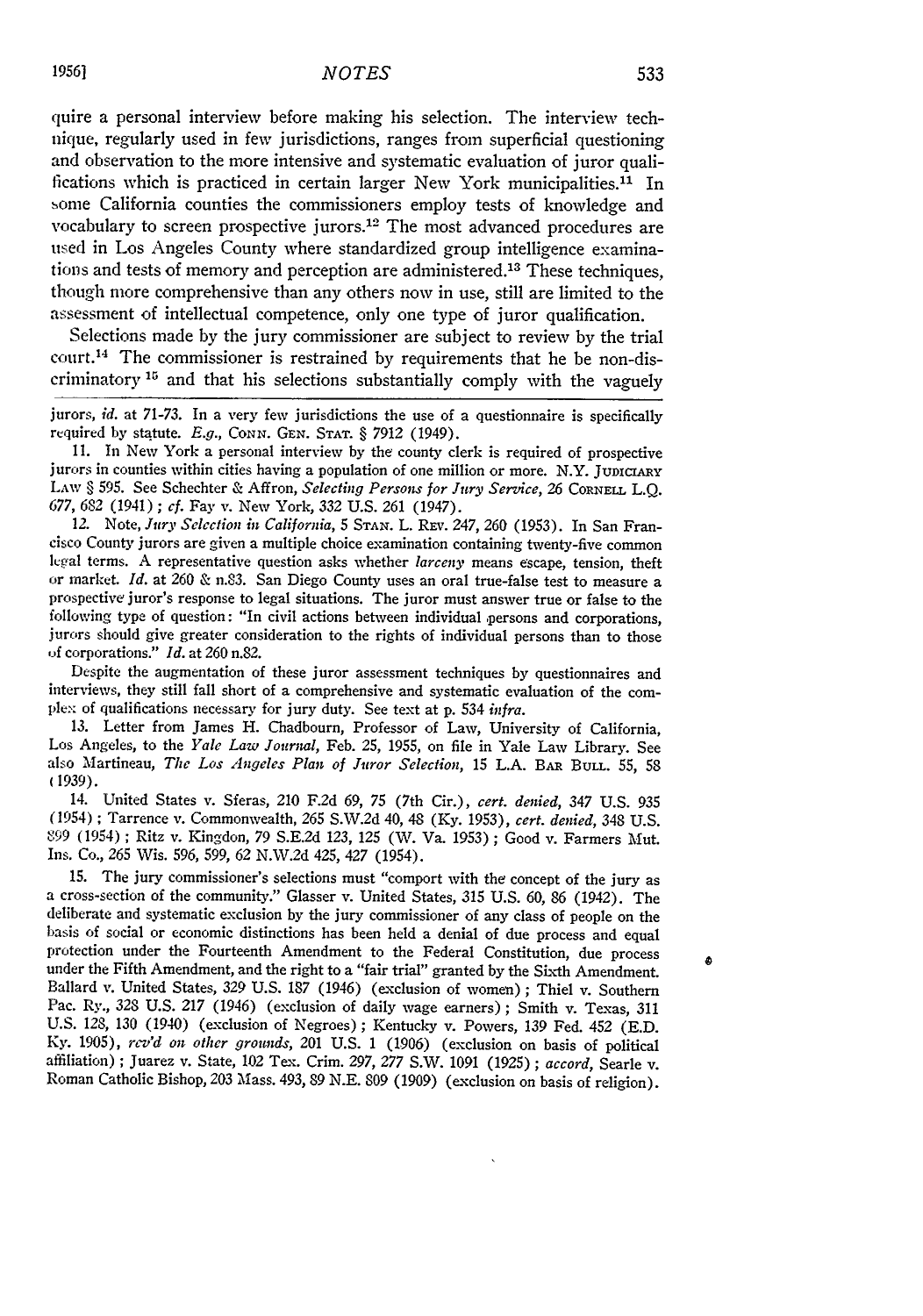quire a personal interview before making his selection. The interview technique, regularly used in few jurisdictions, ranges from superficial questioning and observation to the more intensive and systematic evaluation of juror qualifications which is practiced in certain larger New York municipalities.[11] In some California counties the commissioners employ tests of knowledge and vocabulary to screen prospective jurors.[12] The most advanced procedures are used in Los Angeles County where standardized group intelligence examinations and tests of memory and perception are administered.[13] These techniques, though more comprehensive than any others now in use, still are limited to the assessment of intellectual competence, only one type of juror qualification.

Selections made by the jury commissioner are subject to review by the trial court.[14] The commissioner is restrained by requirements that he be non-discriminatory [15] and that his selections substantially comply with the vaguely

---

jurors, *id.* at 71-73. In a very few jurisdictions the use of a questionnaire is specifically required by statute. *E.g.*, CONN. GEN. STAT. § 7912 (1949).

11. In New York a personal interview by the county clerk is required of prospective jurors in counties within cities having a population of one million or more. N.Y. JUDICIARY LAW § 595. See Schechter & Affron, *Selecting Persons for Jury Service*, 26 CORNELL L.Q. 677, 682 (1941); *cf.* Fay v. New York, 332 U.S. 261 (1947).

12. Note, *Jury Selection in California*, 5 STAN. L. REV. 247, 260 (1953). In San Francisco County jurors are given a multiple choice examination containing twenty-five common legal terms. A representative question asks whether *larceny* means escape, tension, theft or market. *Id.* at 260 & n.83. San Diego County uses an oral true-false test to measure a prospective juror's response to legal situations. The juror must answer true or false to the following type of question: "In civil actions between individual persons and corporations, jurors should give greater consideration to the rights of individual persons than to those of corporations." *Id.* at 260 n.82.

Despite the augmentation of these juror assessment techniques by questionnaires and interviews, they still fall short of a comprehensive and systematic evaluation of the complex of qualifications necessary for jury duty. See text at p. 534 *infra*.

13. Letter from James H. Chadbourn, Professor of Law, University of California, Los Angeles, to the *Yale Law Journal*, Feb. 25, 1955, on file in Yale Law Library. See also Martineau, *The Los Angeles Plan of Juror Selection*, 15 L.A. BAR BULL. 55, 58 (1939).

14. United States v. Sferas, 210 F.2d 69, 75 (7th Cir.), *cert. denied*, 347 U.S. 935 (1954); Tarrence v. Commonwealth, 265 S.W.2d 40, 48 (Ky. 1953), *cert. denied*, 348 U.S. 899 (1954); Ritz v. Kingdon, 79 S.E.2d 123, 125 (W. Va. 1953); Good v. Farmers Mut. Ins. Co., 265 Wis. 596, 599, 62 N.W.2d 425, 427 (1954).

15. The jury commissioner's selections must "comport with the concept of the jury as a cross-section of the community." Glasser v. United States, 315 U.S. 60, 86 (1942). The deliberate and systematic exclusion by the jury commissioner of any class of people on the basis of social or economic distinctions has been held a denial of due process and equal protection under the Fourteenth Amendment to the Federal Constitution, due process under the Fifth Amendment, and the right to a "fair trial" granted by the Sixth Amendment. Ballard v. United States, 329 U.S. 187 (1946) (exclusion of women); Thiel v. Southern Pac. Ry., 328 U.S. 217 (1946) (exclusion of daily wage earners); Smith v. Texas, 311 U.S. 128, 130 (1940) (exclusion of Negroes); Kentucky v. Powers, 139 Fed. 452 (E.D. Ky. 1905), *rev'd on other grounds*, 201 U.S. 1 (1906) (exclusion on basis of political affiliation); Juarez v. State, 102 Tex. Crim. 297, 277 S.W. 1091 (1925); *accord*, Searle v. Roman Catholic Bishop, 203 Mass. 493, 89 N.E. 809 (1909) (exclusion on basis of religion).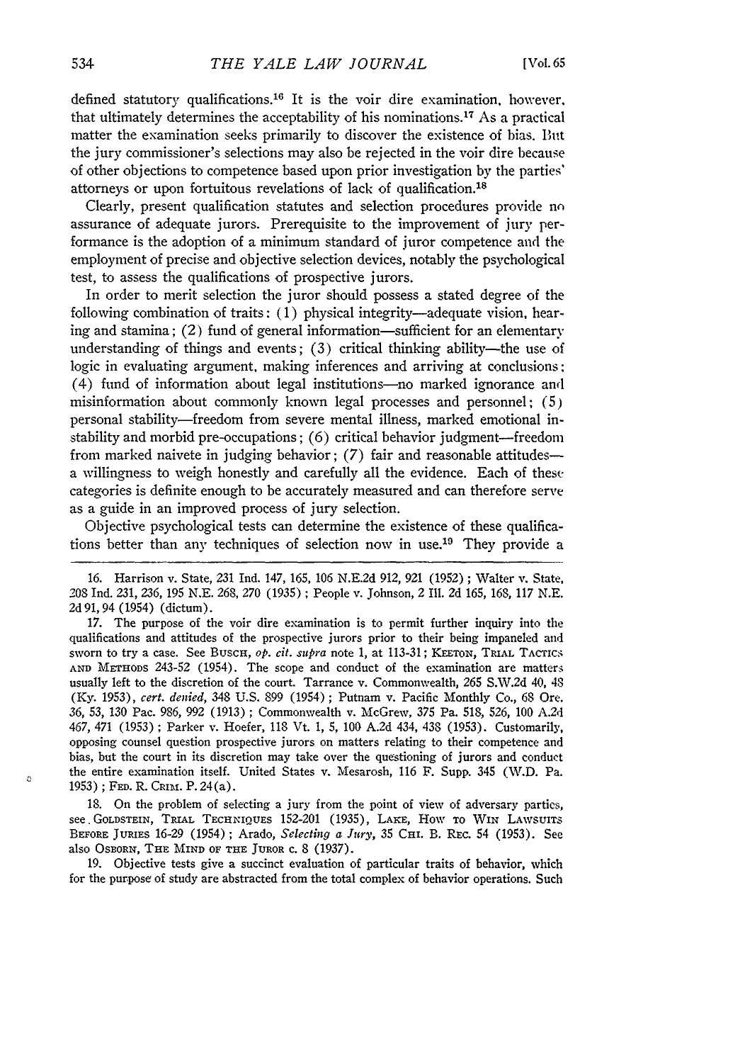defined statutory qualifications.[16] It is the voir dire examination, however, that ultimately determines the acceptability of his nominations.[17] As a practical matter the examination seeks primarily to discover the existence of bias. But the jury commissioner's selections may also be rejected in the voir dire because of other objections to competence based upon prior investigation by the parties' attorneys or upon fortuitous revelations of lack of qualification.[18]

Clearly, present qualification statutes and selection procedures provide no assurance of adequate jurors. Prerequisite to the improvement of jury performance is the adoption of a minimum standard of juror competence and the employment of precise and objective selection devices, notably the psychological test, to assess the qualifications of prospective jurors.

In order to merit selection the juror should possess a stated degree of the following combination of traits: (1) physical integrity—adequate vision, hearing and stamina; (2) fund of general information—sufficient for an elementary understanding of things and events; (3) critical thinking ability—the use of logic in evaluating argument, making inferences and arriving at conclusions; (4) fund of information about legal institutions—no marked ignorance and misinformation about commonly known legal processes and personnel; (5) personal stability—freedom from severe mental illness, marked emotional instability and morbid pre-occupations; (6) critical behavior judgment—freedom from marked naivete in judging behavior; (7) fair and reasonable attitudes—a willingness to weigh honestly and carefully all the evidence. Each of these categories is definite enough to be accurately measured and can therefore serve as a guide in an improved process of jury selection.

Objective psychological tests can determine the existence of these qualifications better than any techniques of selection now in use.[19] They provide a

---

16. Harrison v. State, 231 Ind. 147, 165, 106 N.E.2d 912, 921 (1952); Walter v. State, 208 Ind. 231, 236, 195 N.E. 268, 270 (1935); People v. Johnson, 2 Ill. 2d 165, 168, 117 N.E. 2d 91, 94 (1954) (dictum).

17. The purpose of the voir dire examination is to permit further inquiry into the qualifications and attitudes of the prospective jurors prior to their being impaneled and sworn to try a case. See BUSCH, *op. cit. supra* note 1, at 113-31; KEETON, TRIAL TACTICS AND METHODS 243-52 (1954). The scope and conduct of the examination are matters usually left to the discretion of the court. Tarrance v. Commonwealth, 265 S.W.2d 40, 48 (Ky. 1953), *cert. denied*, 348 U.S. 899 (1954); Putnam v. Pacific Monthly Co., 68 Ore. 36, 53, 130 Pac. 986, 992 (1913); Commonwealth v. McGrew, 375 Pa. 518, 526, 100 A.2d 467, 471 (1953); Parker v. Hoefer, 118 Vt. 1, 5, 100 A.2d 434, 438 (1953). Customarily, opposing counsel question prospective jurors on matters relating to their competence and bias, but the court in its discretion may take over the questioning of jurors and conduct the entire examination itself. United States v. Mesarosh, 116 F. Supp. 345 (W.D. Pa. 1953); FED. R. CRIM. P. 24(a).

18. On the problem of selecting a jury from the point of view of adversary parties, see GOLDSTEIN, TRIAL TECHNIQUES 152-201 (1935), LAKE, HOW TO WIN LAWSUITS BEFORE JURIES 16-29 (1954); Arado, *Selecting a Jury*, 35 CHI. B. REC. 54 (1953). See also OSBORN, THE MIND OF THE JUROR c. 8 (1937).

19. Objective tests give a succinct evaluation of particular traits of behavior, which for the purpose of study are abstracted from the total complex of behavior operations. Such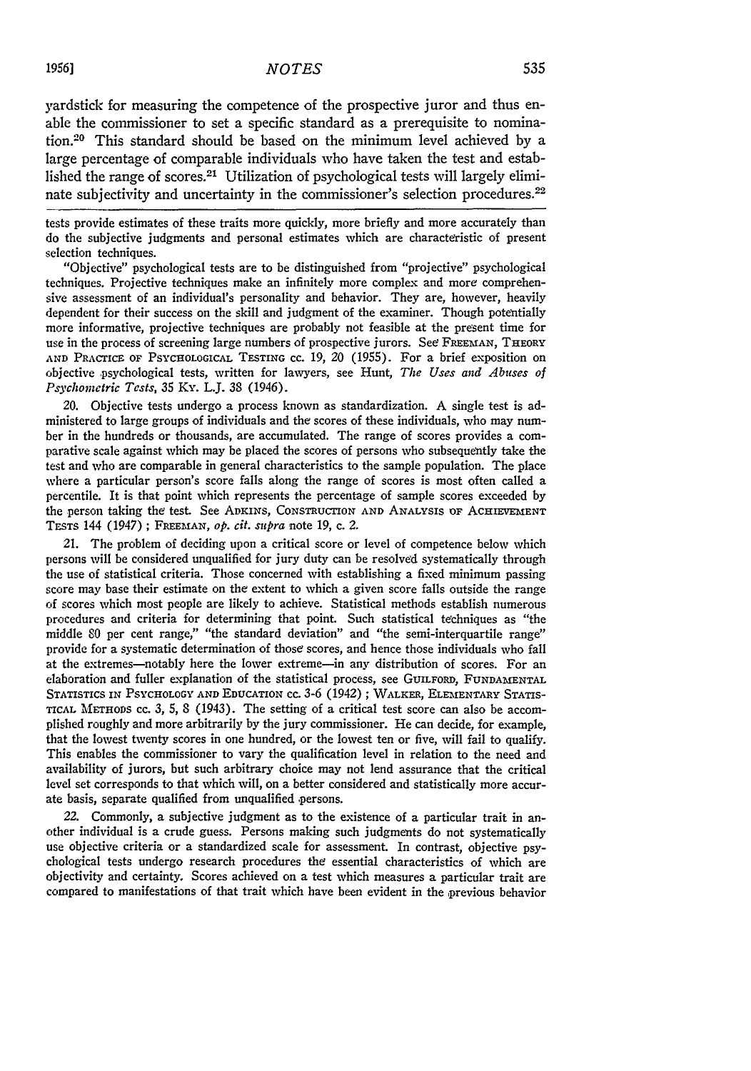yardstick for measuring the competence of the prospective juror and thus enable the commissioner to set a specific standard as a prerequisite to nomination.[20] This standard should be based on the minimum level achieved by a large percentage of comparable individuals who have taken the test and established the range of scores.[21] Utilization of psychological tests will largely eliminate subjectivity and uncertainty in the commissioner's selection procedures.[22]

---

tests provide estimates of these traits more quickly, more briefly and more accurately than do the subjective judgments and personal estimates which are characteristic of present selection techniques.

"Objective" psychological tests are to be distinguished from "projective" psychological techniques. Projective techniques make an infinitely more complex and more comprehensive assessment of an individual's personality and behavior. They are, however, heavily dependent for their success on the skill and judgment of the examiner. Though potentially more informative, projective techniques are probably not feasible at the present time for use in the process of screening large numbers of prospective jurors. See FREEMAN, THEORY AND PRACTICE OF PSYCHOLOGICAL TESTING cc. 19, 20 (1955). For a brief exposition on objective psychological tests, written for lawyers, see Hunt, *The Uses and Abuses of Psychometric Tests*, 35 KY. L.J. 38 (1946).

20. Objective tests undergo a process known as standardization. A single test is administered to large groups of individuals and the scores of these individuals, who may number in the hundreds or thousands, are accumulated. The range of scores provides a comparative scale against which may be placed the scores of persons who subsequently take the test and who are comparable in general characteristics to the sample population. The place where a particular person's score falls along the range of scores is most often called a percentile. It is that point which represents the percentage of sample scores exceeded by the person taking the test. See ADKINS, CONSTRUCTION AND ANALYSIS OF ACHIEVEMENT TESTS 144 (1947); FREEMAN, *op. cit. supra* note 19, c. 2.

21. The problem of deciding upon a critical score or level of competence below which persons will be considered unqualified for jury duty can be resolved systematically through the use of statistical criteria. Those concerned with establishing a fixed minimum passing score may base their estimate on the extent to which a given score falls outside the range of scores which most people are likely to achieve. Statistical methods establish numerous procedures and criteria for determining that point. Such statistical techniques as "the middle 80 per cent range," "the standard deviation" and "the semi-interquartile range" provide for a systematic determination of those scores, and hence those individuals who fall at the extremes—notably here the lower extreme—in any distribution of scores. For an elaboration and fuller explanation of the statistical process, see GUILFORD, FUNDAMENTAL STATISTICS IN PSYCHOLOGY AND EDUCATION cc. 3-6 (1942); WALKER, ELEMENTARY STATISTICAL METHODS cc. 3, 5, 8 (1943). The setting of a critical test score can also be accomplished roughly and more arbitrarily by the jury commissioner. He can decide, for example, that the lowest twenty scores in one hundred, or the lowest ten or five, will fail to qualify. This enables the commissioner to vary the qualification level in relation to the need and availability of jurors, but such arbitrary choice may not lend assurance that the critical level set corresponds to that which will, on a better considered and statistically more accurate basis, separate qualified from unqualified persons.

22. Commonly, a subjective judgment as to the existence of a particular trait in another individual is a crude guess. Persons making such judgments do not systematically use objective criteria or a standardized scale for assessment. In contrast, objective psychological tests undergo research procedures the essential characteristics of which are objectivity and certainty. Scores achieved on a test which measures a particular trait are compared to manifestations of that trait which have been evident in the previous behavior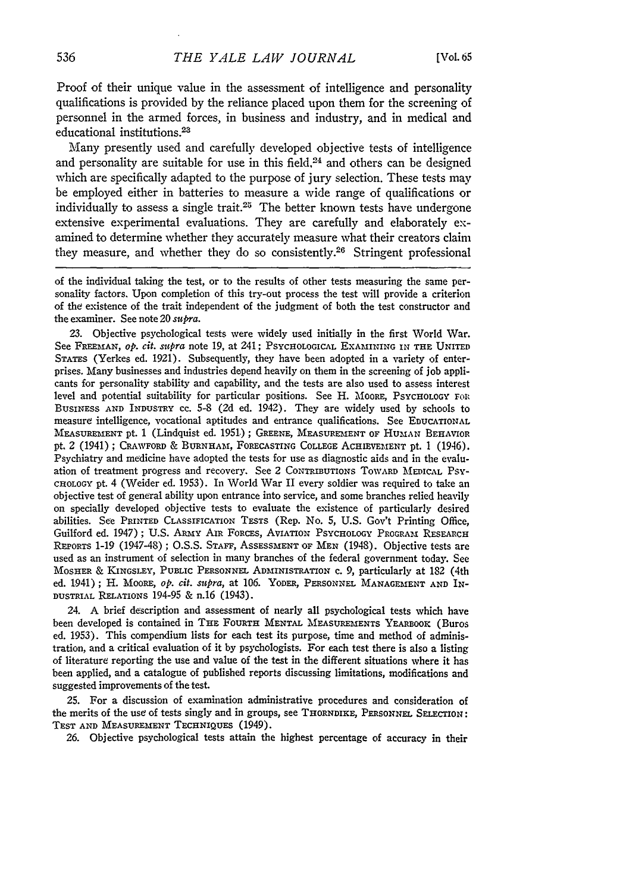Proof of their unique value in the assessment of intelligence and personality qualifications is provided by the reliance placed upon them for the screening of personnel in the armed forces, in business and industry, and in medical and educational institutions.[23]

Many presently used and carefully developed objective tests of intelligence and personality are suitable for use in this field,[24] and others can be designed which are specifically adapted to the purpose of jury selection. These tests may be employed either in batteries to measure a wide range of qualifications or individually to assess a single trait.[25] The better known tests have undergone extensive experimental evaluations. They are carefully and elaborately examined to determine whether they accurately measure what their creators claim they measure, and whether they do so consistently.[26] Stringent professional

---

of the individual taking the test, or to the results of other tests measuring the same personality factors. Upon completion of this try-out process the test will provide a criterion of the existence of the trait independent of the judgment of both the test constructor and the examiner. See note 20 *supra*.

23. Objective psychological tests were widely used initially in the first World War. See FREEMAN, *op. cit. supra* note 19, at 241; PSYCHOLOGICAL EXAMINING IN THE UNITED STATES (Yerkes ed. 1921). Subsequently, they have been adopted in a variety of enterprises. Many businesses and industries depend heavily on them in the screening of job applicants for personality stability and capability, and the tests are also used to assess interest level and potential suitability for particular positions. See H. MOORE, PSYCHOLOGY FOR BUSINESS AND INDUSTRY cc. 5-8 (2d ed. 1942). They are widely used by schools to measure intelligence, vocational aptitudes and entrance qualifications. See EDUCATIONAL MEASUREMENT pt. 1 (Lindquist ed. 1951); GREENE, MEASUREMENT OF HUMAN BEHAVIOR pt. 2 (1941); CRAWFORD & BURNHAM, FORECASTING COLLEGE ACHIEVEMENT pt. 1 (1946). Psychiatry and medicine have adopted the tests for use as diagnostic aids and in the evaluation of treatment progress and recovery. See 2 CONTRIBUTIONS TOWARD MEDICAL PSYCHOLOGY pt. 4 (Weider ed. 1953). In World War II every soldier was required to take an objective test of general ability upon entrance into service, and some branches relied heavily on specially developed objective tests to evaluate the existence of particularly desired abilities. See PRINTED CLASSIFICATION TESTS (Rep. No. 5, U.S. Gov't Printing Office, Guilford ed. 1947); U.S. ARMY AIR FORCES, AVIATION PSYCHOLOGY PROGRAM RESEARCH REPORTS 1-19 (1947-48); O.S.S. STAFF, ASSESSMENT OF MEN (1948). Objective tests are used as an instrument of selection in many branches of the federal government today. See MOSHER & KINGSLEY, PUBLIC PERSONNEL ADMINISTRATION c. 9, particularly at 182 (4th ed. 1941); H. MOORE, *op. cit. supra*, at 106. YODER, PERSONNEL MANAGEMENT AND INDUSTRIAL RELATIONS 194-95 & n.16 (1943).

24. A brief description and assessment of nearly all psychological tests which have been developed is contained in THE FOURTH MENTAL MEASUREMENTS YEARBOOK (Buros ed. 1953). This compendium lists for each test its purpose, time and method of administration, and a critical evaluation of it by psychologists. For each test there is also a listing of literature reporting the use and value of the test in the different situations where it has been applied, and a catalogue of published reports discussing limitations, modifications and suggested improvements of the test.

25. For a discussion of examination administrative procedures and consideration of the merits of the use of tests singly and in groups, see THORNDIKE, PERSONNEL SELECTION: TEST AND MEASUREMENT TECHNIQUES (1949).

26. Objective psychological tests attain the highest percentage of accuracy in their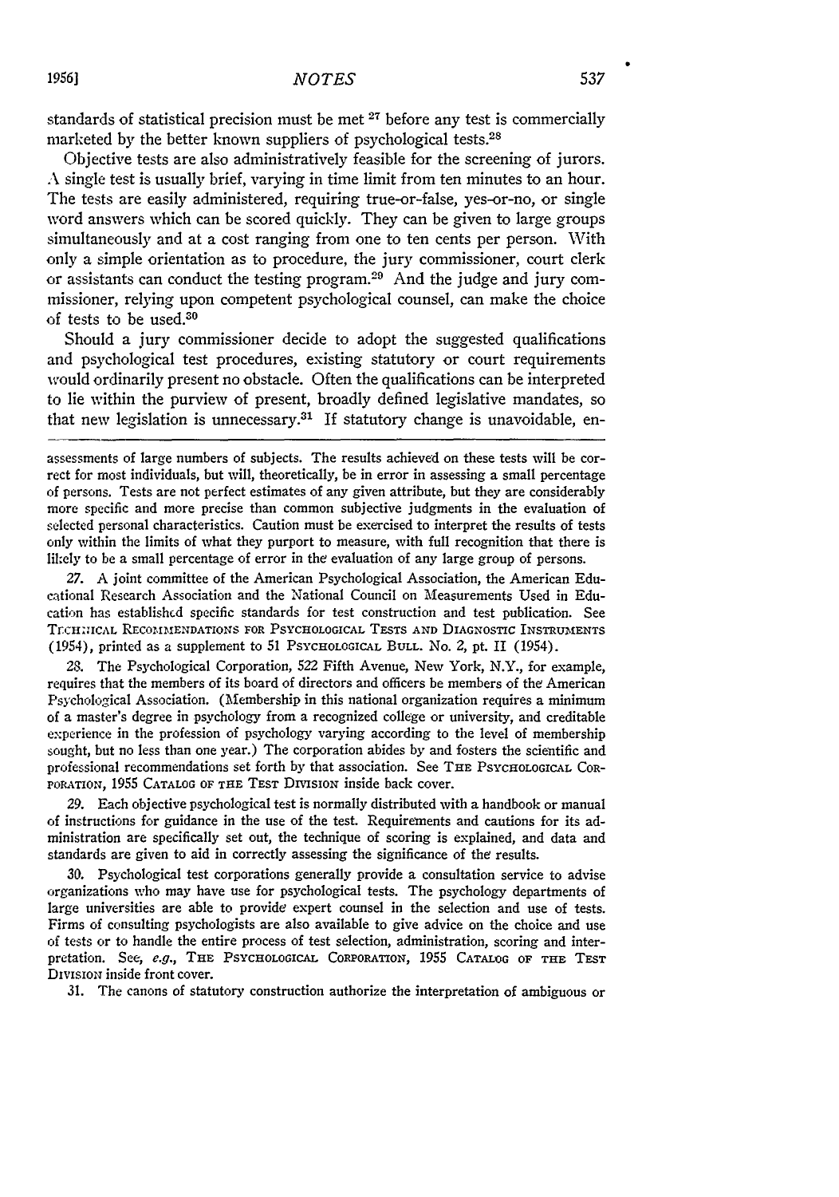standards of statistical precision must be met [27] before any test is commercially marketed by the better known suppliers of psychological tests.[28]

Objective tests are also administratively feasible for the screening of jurors. A single test is usually brief, varying in time limit from ten minutes to an hour. The tests are easily administered, requiring true-or-false, yes-or-no, or single word answers which can be scored quickly. They can be given to large groups simultaneously and at a cost ranging from one to ten cents per person. With only a simple orientation as to procedure, the jury commissioner, court clerk or assistants can conduct the testing program.[29] And the judge and jury commissioner, relying upon competent psychological counsel, can make the choice of tests to be used.[30]

Should a jury commissioner decide to adopt the suggested qualifications and psychological test procedures, existing statutory or court requirements would ordinarily present no obstacle. Often the qualifications can be interpreted to lie within the purview of present, broadly defined legislative mandates, so that new legislation is unnecessary.[31] If statutory change is unavoidable, en-

---

assessments of large numbers of subjects. The results achieved on these tests will be correct for most individuals, but will, theoretically, be in error in assessing a small percentage of persons. Tests are not perfect estimates of any given attribute, but they are considerably more specific and more precise than common subjective judgments in the evaluation of selected personal characteristics. Caution must be exercised to interpret the results of tests only within the limits of what they purport to measure, with full recognition that there is likely to be a small percentage of error in the evaluation of any large group of persons.

27. A joint committee of the American Psychological Association, the American Educational Research Association and the National Council on Measurements Used in Education has established specific standards for test construction and test publication. See TECHNICAL RECOMMENDATIONS FOR PSYCHOLOGICAL TESTS AND DIAGNOSTIC INSTRUMENTS (1954), printed as a supplement to 51 PSYCHOLOGICAL BULL. No. 2, pt. II (1954).

28. The Psychological Corporation, 522 Fifth Avenue, New York, N.Y., for example, requires that the members of its board of directors and officers be members of the American Psychological Association. (Membership in this national organization requires a minimum of a master's degree in psychology from a recognized college or university, and creditable experience in the profession of psychology varying according to the level of membership sought, but no less than one year.) The corporation abides by and fosters the scientific and professional recommendations set forth by that association. See THE PSYCHOLOGICAL CORPORATION, 1955 CATALOG OF THE TEST DIVISION inside back cover.

29. Each objective psychological test is normally distributed with a handbook or manual of instructions for guidance in the use of the test. Requirements and cautions for its administration are specifically set out, the technique of scoring is explained, and data and standards are given to aid in correctly assessing the significance of the results.

30. Psychological test corporations generally provide a consultation service to advise organizations who may have use for psychological tests. The psychology departments of large universities are able to provide expert counsel in the selection and use of tests. Firms of consulting psychologists are also available to give advice on the choice and use of tests or to handle the entire process of test selection, administration, scoring and interpretation. See, *e.g.*, THE PSYCHOLOGICAL CORPORATION, 1955 CATALOG OF THE TEST DIVISION inside front cover.

31. The canons of statutory construction authorize the interpretation of ambiguous or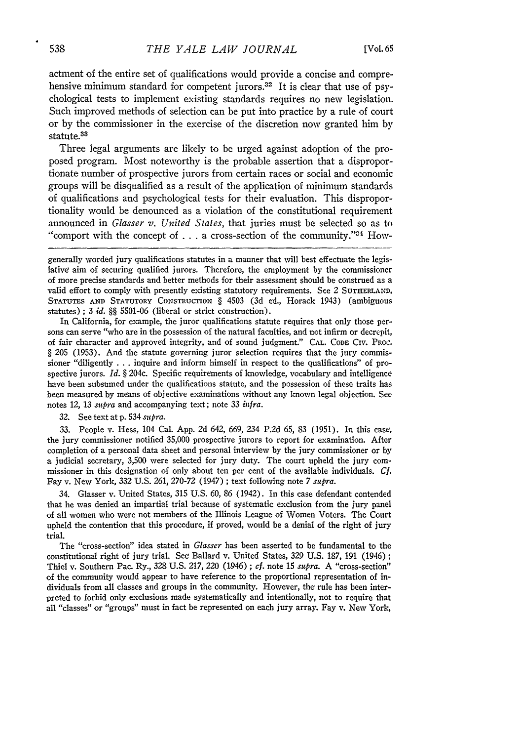actment of the entire set of qualifications would provide a concise and comprehensive minimum standard for competent jurors.[32] It is clear that use of psychological tests to implement existing standards requires no new legislation. Such improved methods of selection can be put into practice by a rule of court or by the commissioner in the exercise of the discretion now granted him by statute.[33]

Three legal arguments are likely to be urged against adoption of the proposed program. Most noteworthy is the probable assertion that a disproportionate number of prospective jurors from certain races or social and economic groups will be disqualified as a result of the application of minimum standards of qualifications and psychological tests for their evaluation. This disproportionality would be denounced as a violation of the constitutional requirement announced in *Glasser v. United States*, that juries must be selected so as to "comport with the concept of . . . a cross-section of the community."[34] How-

---

generally worded jury qualifications statutes in a manner that will best effectuate the legislative aim of securing qualified jurors. Therefore, the employment by the commissioner of more precise standards and better methods for their assessment should be construed as a valid effort to comply with presently existing statutory requirements. See 2 SUTHERLAND, STATUTES AND STATUTORY CONSTRUCTION § 4503 (3d ed., Horack 1943) (ambiguous statutes); 3 *id.* §§ 5501-06 (liberal or strict construction).

In California, for example, the juror qualifications statute requires that only those persons can serve "who are in the possession of the natural faculties, and not infirm or decrepit, of fair character and approved integrity, and of sound judgment." CAL. CODE CIV. PROC. § 205 (1953). And the statute governing juror selection requires that the jury commissioner "diligently . . . inquire and inform himself in respect to the qualifications" of prospective jurors. *Id.* § 204c. Specific requirements of knowledge, vocabulary and intelligence have been subsumed under the qualifications statute, and the possession of these traits has been measured by means of objective examinations without any known legal objection. See notes 12, 13 *supra* and accompanying text; note 33 *infra*.

32. See text at p. 534 *supra*.

33. People v. Hess, 104 Cal. App. 2d 642, 669, 234 P.2d 65, 83 (1951). In this case, the jury commissioner notified 35,000 prospective jurors to report for examination. After completion of a personal data sheet and personal interview by the jury commissioner or by a judicial secretary, 3,500 were selected for jury duty. The court upheld the jury commissioner in this designation of only about ten per cent of the available individuals. *Cf.* Fay v. New York, 332 U.S. 261, 270-72 (1947); text following note 7 *supra*.

34. Glasser v. United States, 315 U.S. 60, 86 (1942). In this case defendant contended that he was denied an impartial trial because of systematic exclusion from the jury panel of all women who were not members of the Illinois League of Women Voters. The Court upheld the contention that this procedure, if proved, would be a denial of the right of jury trial.

The "cross-section" idea stated in *Glasser* has been asserted to be fundamental to the constitutional right of jury trial. See Ballard v. United States, 329 U.S. 187, 191 (1946); Thiel v. Southern Pac. Ry., 328 U.S. 217, 220 (1946); *cf.* note 15 *supra*. A "cross-section" of the community would appear to have reference to the proportional representation of individuals from all classes and groups in the community. However, the rule has been interpreted to forbid only exclusions made systematically and intentionally, not to require that all "classes" or "groups" must in fact be represented on each jury array. Fay v. New York,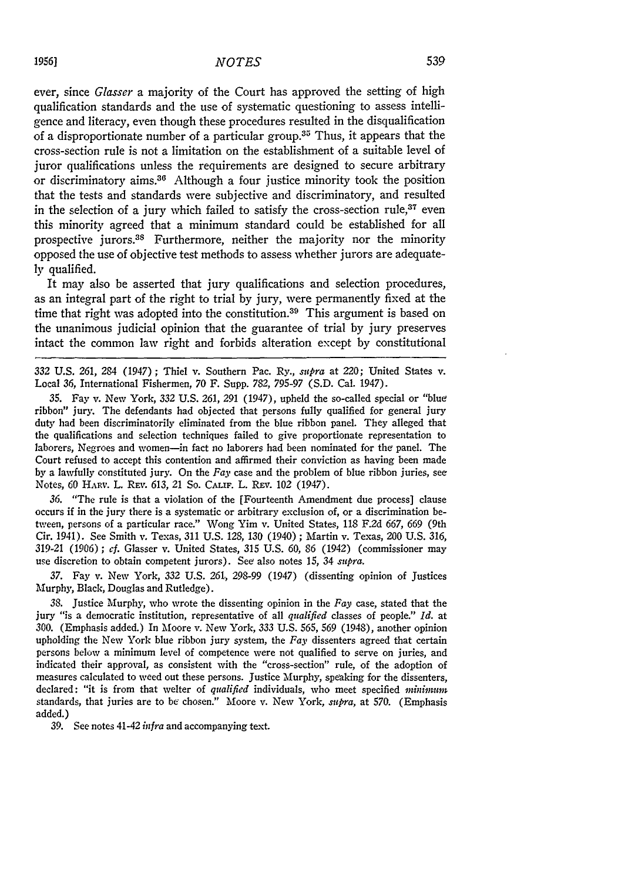ever, since *Glasser* a majority of the Court has approved the setting of high qualification standards and the use of systematic questioning to assess intelligence and literacy, even though these procedures resulted in the disqualification of a disproportionate number of a particular group.[35] Thus, it appears that the cross-section rule is not a limitation on the establishment of a suitable level of juror qualifications unless the requirements are designed to secure arbitrary or discriminatory aims.[36] Although a four justice minority took the position that the tests and standards were subjective and discriminatory, and resulted in the selection of a jury which failed to satisfy the cross-section rule,[37] even this minority agreed that a minimum standard could be established for all prospective jurors.[38] Furthermore, neither the majority nor the minority opposed the use of objective test methods to assess whether jurors are adequately qualified.

It may also be asserted that jury qualifications and selection procedures, as an integral part of the right to trial by jury, were permanently fixed at the time that right was adopted into the constitution.[39] This argument is based on the unanimous judicial opinion that the guarantee of trial by jury preserves intact the common law right and forbids alteration except by constitutional

---

332 U.S. 261, 284 (1947); Thiel v. Southern Pac. Ry., *supra* at 220; United States v. Local 36, International Fishermen, 70 F. Supp. 782, 795-97 (S.D. Cal. 1947).

35. Fay v. New York, 332 U.S. 261, 291 (1947), upheld the so-called special or "blue ribbon" jury. The defendants had objected that persons fully qualified for general jury duty had been discriminatorily eliminated from the blue ribbon panel. They alleged that the qualifications and selection techniques failed to give proportionate representation to laborers, Negroes and women—in fact no laborers had been nominated for the panel. The Court refused to accept this contention and affirmed their conviction as having been made by a lawfully constituted jury. On the *Fay* case and the problem of blue ribbon juries, see Notes, 60 HARV. L. REV. 613, 21 SO. CALIF. L. REV. 102 (1947).

36. "The rule is that a violation of the [Fourteenth Amendment due process] clause occurs if in the jury there is a systematic or arbitrary exclusion of, or a discrimination between, persons of a particular race." Wong Yim v. United States, 118 F.2d 667, 669 (9th Cir. 1941). See Smith v. Texas, 311 U.S. 128, 130 (1940); Martin v. Texas, 200 U.S. 316, 319-21 (1906); *cf.* Glasser v. United States, 315 U.S. 60, 86 (1942) (commissioner may use discretion to obtain competent jurors). See also notes 15, 34 *supra*.

37. Fay v. New York, 332 U.S. 261, 298-99 (1947) (dissenting opinion of Justices Murphy, Black, Douglas and Rutledge).

38. Justice Murphy, who wrote the dissenting opinion in the *Fay* case, stated that the jury "is a democratic institution, representative of all *qualified* classes of people." *Id.* at 300. (Emphasis added.) In Moore v. New York, 333 U.S. 565, 569 (1948), another opinion upholding the New York blue ribbon jury system, the *Fay* dissenters agreed that certain persons below a minimum level of competence were not qualified to serve on juries, and indicated their approval, as consistent with the "cross-section" rule, of the adoption of measures calculated to weed out these persons. Justice Murphy, speaking for the dissenters, declared: "it is from that welter of *qualified* individuals, who meet specified *minimum* standards, that juries are to be chosen." Moore v. New York, *supra*, at 570. (Emphasis added.)

39. See notes 41-42 *infra* and accompanying text.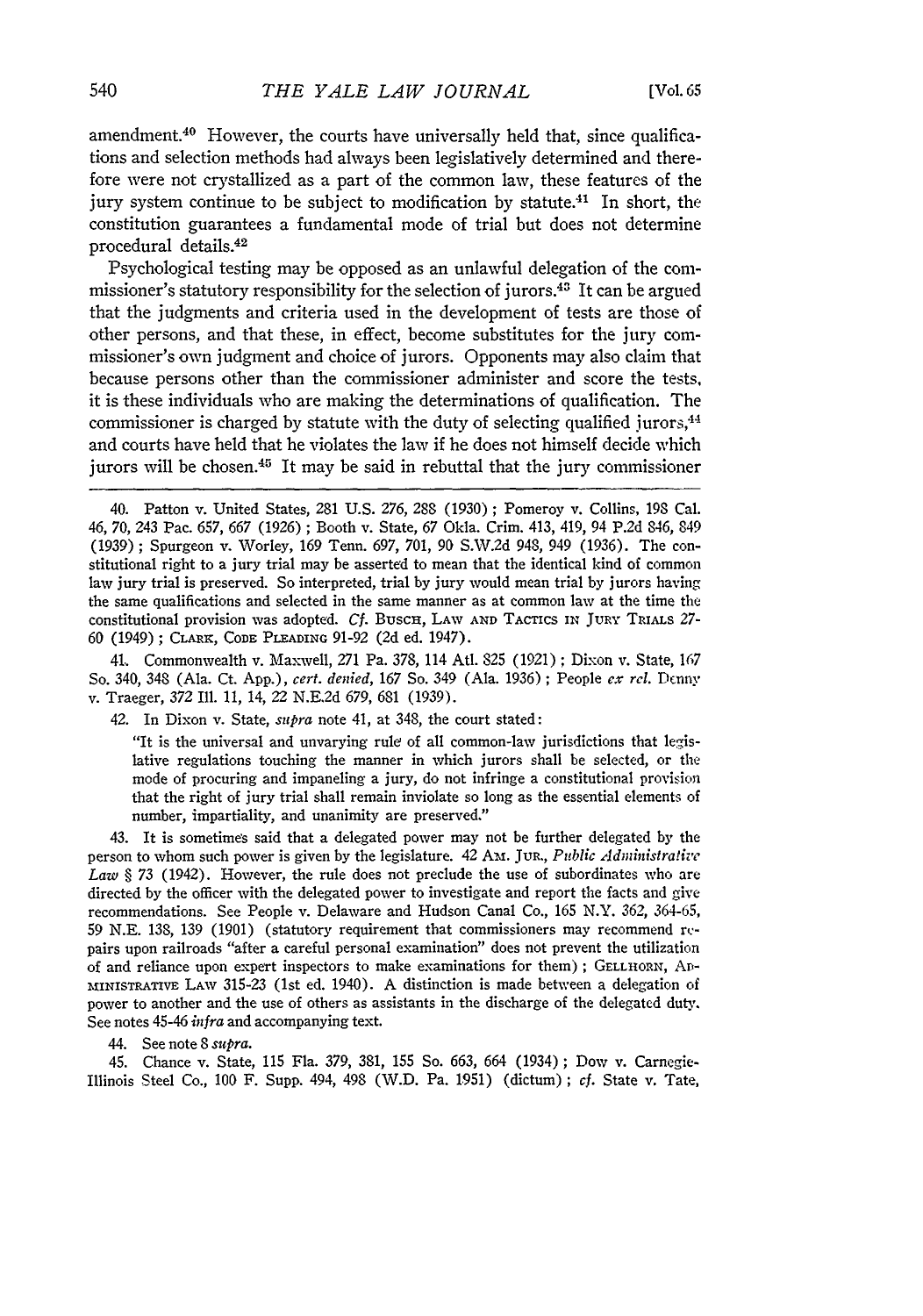amendment.[40] However, the courts have universally held that, since qualifications and selection methods had always been legislatively determined and therefore were not crystallized as a part of the common law, these features of the jury system continue to be subject to modification by statute.[41] In short, the constitution guarantees a fundamental mode of trial but does not determine procedural details.[42]

Psychological testing may be opposed as an unlawful delegation of the commissioner's statutory responsibility for the selection of jurors.[43] It can be argued that the judgments and criteria used in the development of tests are those of other persons, and that these, in effect, become substitutes for the jury commissioner's own judgment and choice of jurors. Opponents may also claim that because persons other than the commissioner administer and score the tests, it is these individuals who are making the determinations of qualification. The commissioner is charged by statute with the duty of selecting qualified jurors,[44] and courts have held that he violates the law if he does not himself decide which jurors will be chosen.[45] It may be said in rebuttal that the jury commissioner

---

40. Patton v. United States, 281 U.S. 276, 288 (1930); Pomeroy v. Collins, 198 Cal. 46, 70, 243 Pac. 657, 667 (1926); Booth v. State, 67 Okla. Crim. 413, 419, 94 P.2d 846, 849 (1939); Spurgeon v. Worley, 169 Tenn. 697, 701, 90 S.W.2d 948, 949 (1936). The constitutional right to a jury trial may be asserted to mean that the identical kind of common law jury trial is preserved. So interpreted, trial by jury would mean trial by jurors having the same qualifications and selected in the same manner as at common law at the time the constitutional provision was adopted. *Cf.* BUSCH, LAW AND TACTICS IN JURY TRIALS 27-60 (1949); CLARK, CODE PLEADING 91-92 (2d ed. 1947).

41. Commonwealth v. Maxwell, 271 Pa. 378, 114 Atl. 825 (1921); Dixon v. State, 167 So. 340, 348 (Ala. Ct. App.), *cert. denied*, 167 So. 349 (Ala. 1936); People *ex rel.* Denny v. Traeger, 372 Ill. 11, 14, 22 N.E.2d 679, 681 (1939).

42. In Dixon v. State, *supra* note 41, at 348, the court stated:

> "It is the universal and unvarying rule of all common-law jurisdictions that legislative regulations touching the manner in which jurors shall be selected, or the mode of procuring and impaneling a jury, do not infringe a constitutional provision that the right of jury trial shall remain inviolate so long as the essential elements of number, impartiality, and unanimity are preserved."

43. It is sometimes said that a delegated power may not be further delegated by the person to whom such power is given by the legislature. 42 AM. JUR., *Public Administrative Law* § 73 (1942). However, the rule does not preclude the use of subordinates who are directed by the officer with the delegated power to investigate and report the facts and give recommendations. See People v. Delaware and Hudson Canal Co., 165 N.Y. 362, 364-65, 59 N.E. 138, 139 (1901) (statutory requirement that commissioners may recommend repairs upon railroads "after a careful personal examination" does not prevent the utilization of and reliance upon expert inspectors to make examinations for them); GELLHORN, ADMINISTRATIVE LAW 315-23 (1st ed. 1940). A distinction is made between a delegation of power to another and the use of others as assistants in the discharge of the delegated duty. See notes 45-46 *infra* and accompanying text.

44. See note 8 *supra*.

45. Chance v. State, 115 Fla. 379, 381, 155 So. 663, 664 (1934); Dow v. Carnegie-Illinois Steel Co., 100 F. Supp. 494, 498 (W.D. Pa. 1951) (dictum); *cf.* State v. Tate,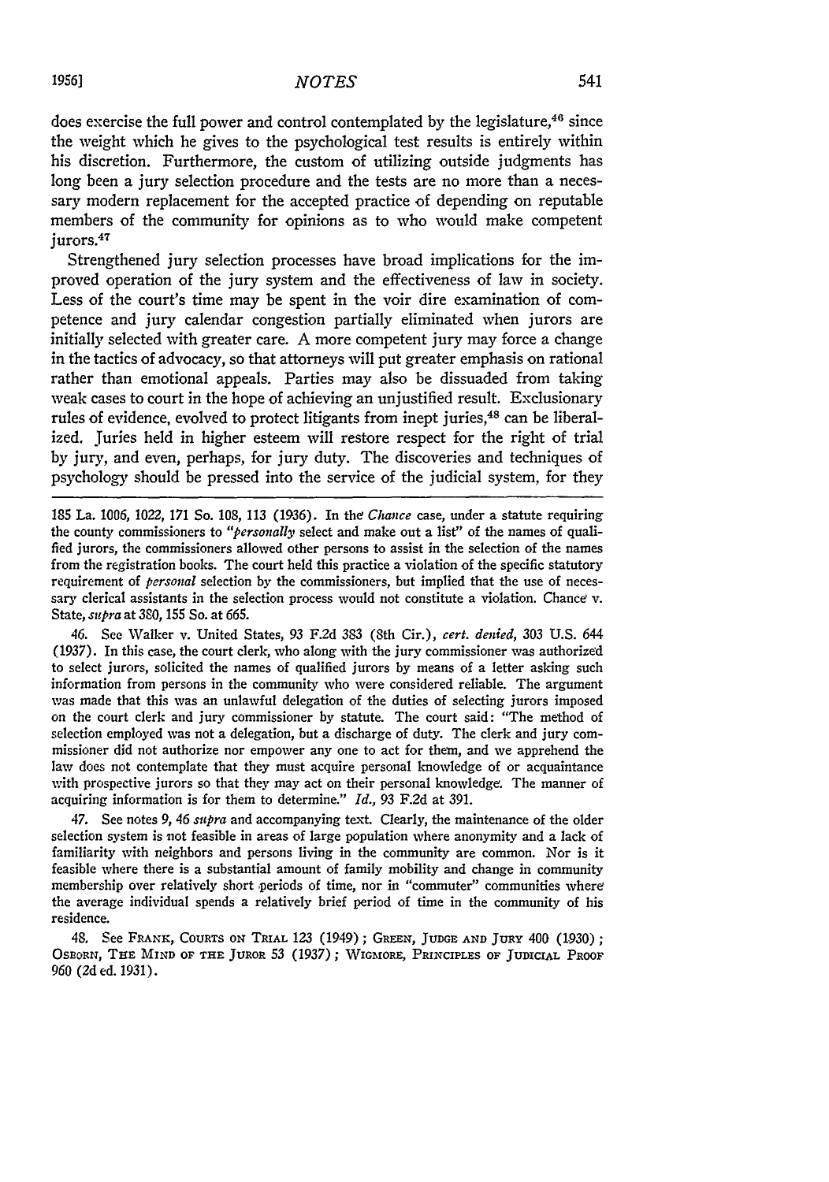does exercise the full power and control contemplated by the legislature,[46] since the weight which he gives to the psychological test results is entirely within his discretion. Furthermore, the custom of utilizing outside judgments has long been a jury selection procedure and the tests are no more than a necessary modern replacement for the accepted practice of depending on reputable members of the community for opinions as to who would make competent jurors.[47]

Strengthened jury selection processes have broad implications for the improved operation of the jury system and the effectiveness of law in society. Less of the court's time may be spent in the voir dire examination of competence and jury calendar congestion partially eliminated when jurors are initially selected with greater care. A more competent jury may force a change in the tactics of advocacy, so that attorneys will put greater emphasis on rational rather than emotional appeals. Parties may also be dissuaded from taking weak cases to court in the hope of achieving an unjustified result. Exclusionary rules of evidence, evolved to protect litigants from inept juries,[48] can be liberalized. Juries held in higher esteem will restore respect for the right of trial by jury, and even, perhaps, for jury duty. The discoveries and techniques of psychology should be pressed into the service of the judicial system, for they

---

185 La. 1006, 1022, 171 So. 108, 113 (1936). In the *Chance* case, under a statute requiring the county commissioners to "*personally* select and make out a list" of the names of qualified jurors, the commissioners allowed other persons to assist in the selection of the names from the registration books. The court held this practice a violation of the specific statutory requirement of *personal* selection by the commissioners, but implied that the use of necessary clerical assistants in the selection process would not constitute a violation. Chance v. State, *supra* at 380, 155 So. at 665.

46. See Walker v. United States, 93 F.2d 383 (8th Cir.), *cert. denied*, 303 U.S. 644 (1937). In this case, the court clerk, who along with the jury commissioner was authorized to select jurors, solicited the names of qualified jurors by means of a letter asking such information from persons in the community who were considered reliable. The argument was made that this was an unlawful delegation of the duties of selecting jurors imposed on the court clerk and jury commissioner by statute. The court said: "The method of selection employed was not a delegation, but a discharge of duty. The clerk and jury commissioner did not authorize nor empower any one to act for them, and we apprehend the law does not contemplate that they must acquire personal knowledge of or acquaintance with prospective jurors so that they may act on their personal knowledge. The manner of acquiring information is for them to determine." *Id.*, 93 F.2d at 391.

47. See notes 9, 46 *supra* and accompanying text. Clearly, the maintenance of the older selection system is not feasible in areas of large population where anonymity and a lack of familiarity with neighbors and persons living in the community are common. Nor is it feasible where there is a substantial amount of family mobility and change in community membership over relatively short periods of time, nor in "commuter" communities where the average individual spends a relatively brief period of time in the community of his residence.

48. See FRANK, COURTS ON TRIAL 123 (1949); GREEN, JUDGE AND JURY 400 (1930); OSBORN, THE MIND OF THE JUROR 53 (1937); WIGMORE, PRINCIPLES OF JUDICIAL PROOF 960 (2d ed. 1931).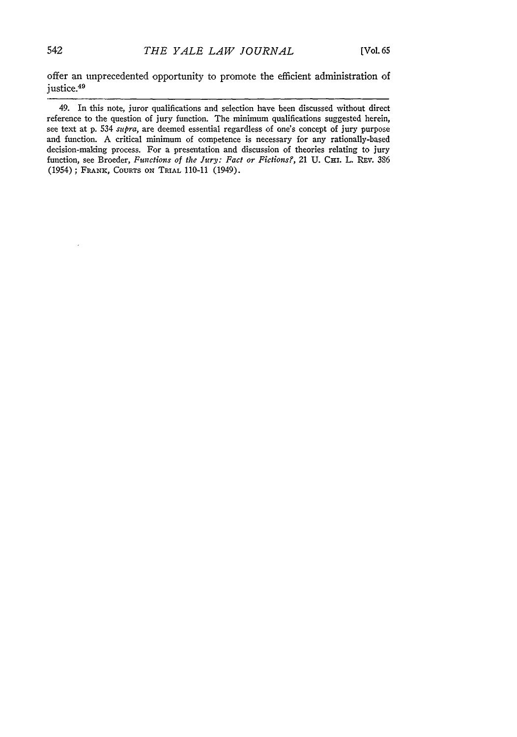offer an unprecedented opportunity to promote the efficient administration of justice.[49]

---

49. In this note, juror qualifications and selection have been discussed without direct reference to the question of jury function. The minimum qualifications suggested herein, see text at p. 534 *supra*, are deemed essential regardless of one's concept of jury purpose and function. A critical minimum of competence is necessary for any rationally-based decision-making process. For a presentation and discussion of theories relating to jury function, see Broeder, *Functions of the Jury: Fact or Fictions?*, 21 U. CHI. L. REV. 386 (1954); FRANK, COURTS ON TRIAL 110-11 (1949).